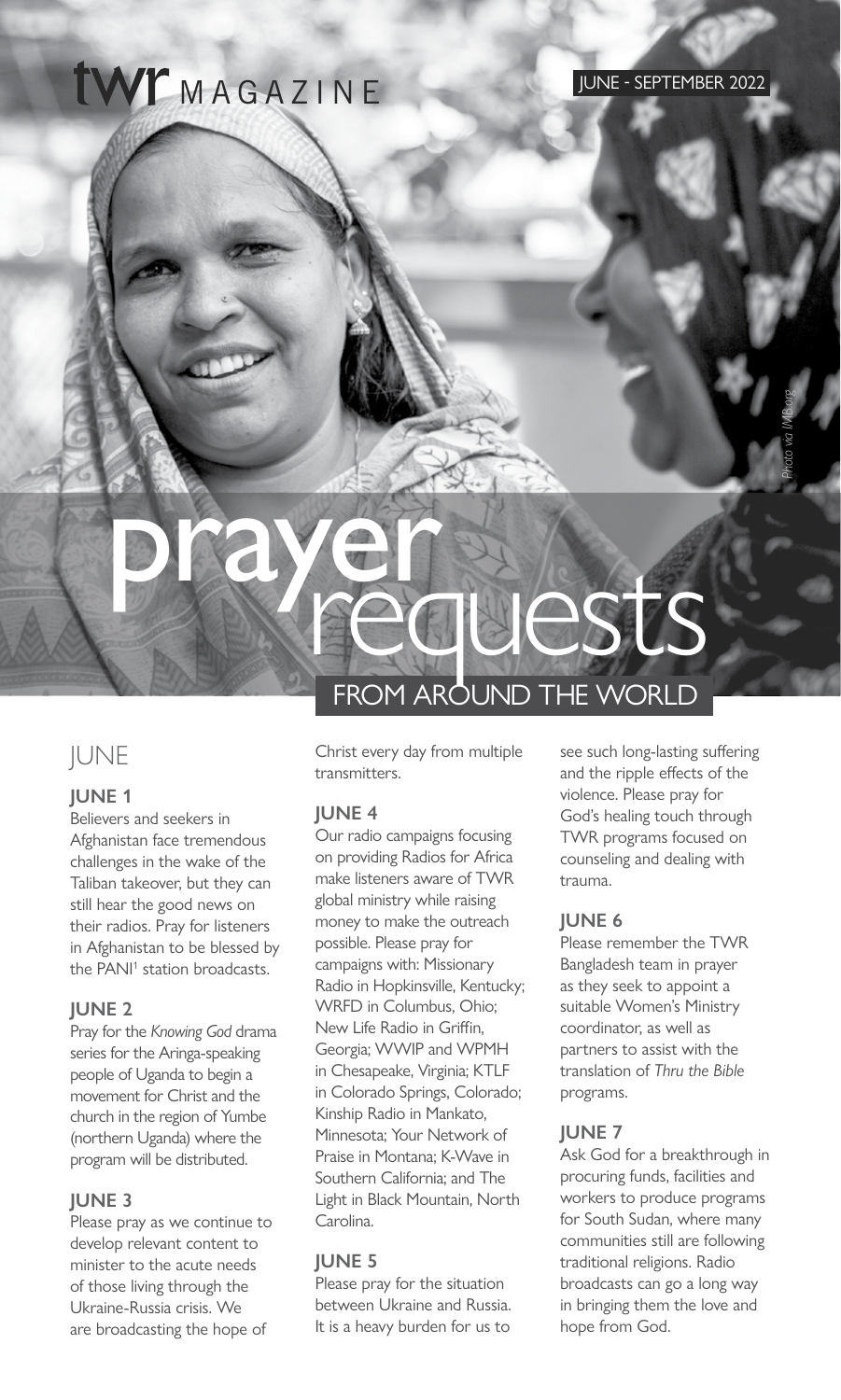twr MAGAZINE

JUNE - SEPTEMBER 2022

Photo via IMB.org

# prayer requests

## FROM AROUND THE WORLD

## JUNE

### JUNE 1

Believers and seekers in Afghanistan face tremendous challenges in the wake of the Taliban takeover, but they can still hear the good news on their radios. Pray for listeners in Afghanistan to be blessed by the PANI[1] station broadcasts.

### JUNE 2

Pray for the *Knowing God* drama series for the Aringa-speaking people of Uganda to begin a movement for Christ and the church in the region of Yumbe (northern Uganda) where the program will be distributed.

### JUNE 3

Please pray as we continue to develop relevant content to minister to the acute needs of those living through the Ukraine-Russia crisis. We are broadcasting the hope of Christ every day from multiple transmitters.

### JUNE 4

Our radio campaigns focusing on providing Radios for Africa make listeners aware of TWR global ministry while raising money to make the outreach possible. Please pray for campaigns with: Missionary Radio in Hopkinsville, Kentucky; WRFD in Columbus, Ohio; New Life Radio in Griffin, Georgia; WWIP and WPMH in Chesapeake, Virginia; KTLF in Colorado Springs, Colorado; Kinship Radio in Mankato, Minnesota; Your Network of Praise in Montana; K-Wave in Southern California; and The Light in Black Mountain, North Carolina.

### JUNE 5

Please pray for the situation between Ukraine and Russia. It is a heavy burden for us to see such long-lasting suffering and the ripple effects of the violence. Please pray for God's healing touch through TWR programs focused on counseling and dealing with trauma.

### JUNE 6

Please remember the TWR Bangladesh team in prayer as they seek to appoint a suitable Women's Ministry coordinator, as well as partners to assist with the translation of *Thru the Bible* programs.

### JUNE 7

Ask God for a breakthrough in procuring funds, facilities and workers to produce programs for South Sudan, where many communities still are following traditional religions. Radio broadcasts can go a long way in bringing them the love and hope from God.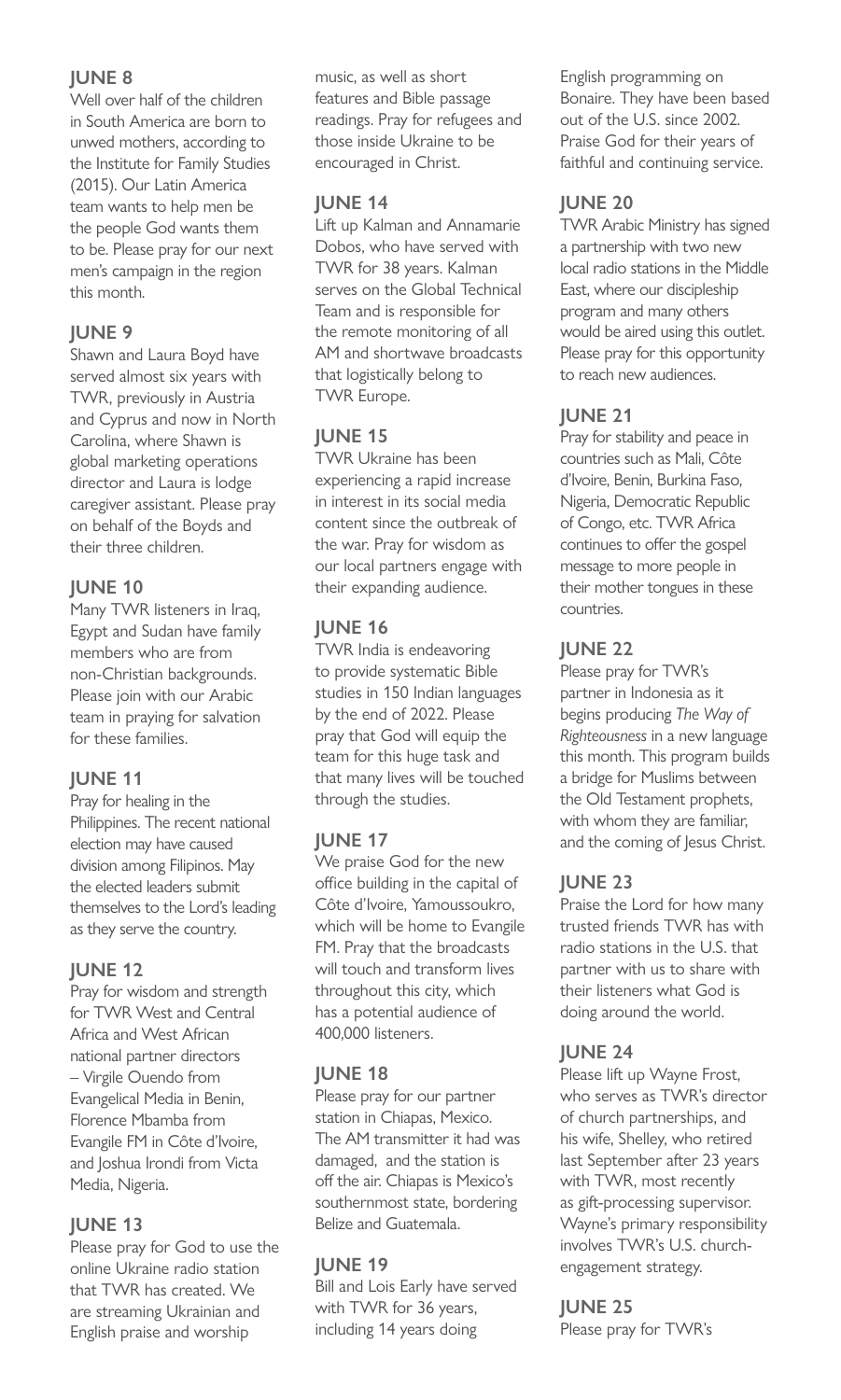## JUNE 8

Well over half of the children in South America are born to unwed mothers, according to the Institute for Family Studies (2015). Our Latin America team wants to help men be the people God wants them to be. Please pray for our next men's campaign in the region this month.

## JUNE 9

Shawn and Laura Boyd have served almost six years with TWR, previously in Austria and Cyprus and now in North Carolina, where Shawn is global marketing operations director and Laura is lodge caregiver assistant. Please pray on behalf of the Boyds and their three children.

## JUNE 10

Many TWR listeners in Iraq, Egypt and Sudan have family members who are from non-Christian backgrounds. Please join with our Arabic team in praying for salvation for these families.

## JUNE 11

Pray for healing in the Philippines. The recent national election may have caused division among Filipinos. May the elected leaders submit themselves to the Lord's leading as they serve the country.

## JUNE 12

Pray for wisdom and strength for TWR West and Central Africa and West African national partner directors – Virgile Ouendo from Evangelical Media in Benin, Florence Mbamba from Evangile FM in Côte d'Ivoire, and Joshua Irondi from Victa Media, Nigeria.

## JUNE 13

Please pray for God to use the online Ukraine radio station that TWR has created. We are streaming Ukrainian and English praise and worship music, as well as short features and Bible passage readings. Pray for refugees and those inside Ukraine to be encouraged in Christ.

## JUNE 14

Lift up Kalman and Annamarie Dobos, who have served with TWR for 38 years. Kalman serves on the Global Technical Team and is responsible for the remote monitoring of all AM and shortwave broadcasts that logistically belong to TWR Europe.

## JUNE 15

TWR Ukraine has been experiencing a rapid increase in interest in its social media content since the outbreak of the war. Pray for wisdom as our local partners engage with their expanding audience.

## JUNE 16

TWR India is endeavoring to provide systematic Bible studies in 150 Indian languages by the end of 2022. Please pray that God will equip the team for this huge task and that many lives will be touched through the studies.

## JUNE 17

We praise God for the new office building in the capital of Côte d'Ivoire, Yamoussoukro, which will be home to Evangile FM. Pray that the broadcasts will touch and transform lives throughout this city, which has a potential audience of 400,000 listeners.

## JUNE 18

Please pray for our partner station in Chiapas, Mexico. The AM transmitter it had was damaged, and the station is off the air. Chiapas is Mexico's southernmost state, bordering Belize and Guatemala.

## JUNE 19

Bill and Lois Early have served with TWR for 36 years, including 14 years doing English programming on Bonaire. They have been based out of the U.S. since 2002. Praise God for their years of faithful and continuing service.

## JUNE 20

TWR Arabic Ministry has signed a partnership with two new local radio stations in the Middle East, where our discipleship program and many others would be aired using this outlet. Please pray for this opportunity to reach new audiences.

## JUNE 21

Pray for stability and peace in countries such as Mali, Côte d'Ivoire, Benin, Burkina Faso, Nigeria, Democratic Republic of Congo, etc. TWR Africa continues to offer the gospel message to more people in their mother tongues in these countries.

## JUNE 22

Please pray for TWR's partner in Indonesia as it begins producing *The Way of Righteousness* in a new language this month. This program builds a bridge for Muslims between the Old Testament prophets, with whom they are familiar, and the coming of Jesus Christ.

## JUNE 23

Praise the Lord for how many trusted friends TWR has with radio stations in the U.S. that partner with us to share with their listeners what God is doing around the world.

## JUNE 24

Please lift up Wayne Frost, who serves as TWR's director of church partnerships, and his wife, Shelley, who retired last September after 23 years with TWR, most recently as gift-processing supervisor. Wayne's primary responsibility involves TWR's U.S. church-engagement strategy.

## JUNE 25

Please pray for TWR's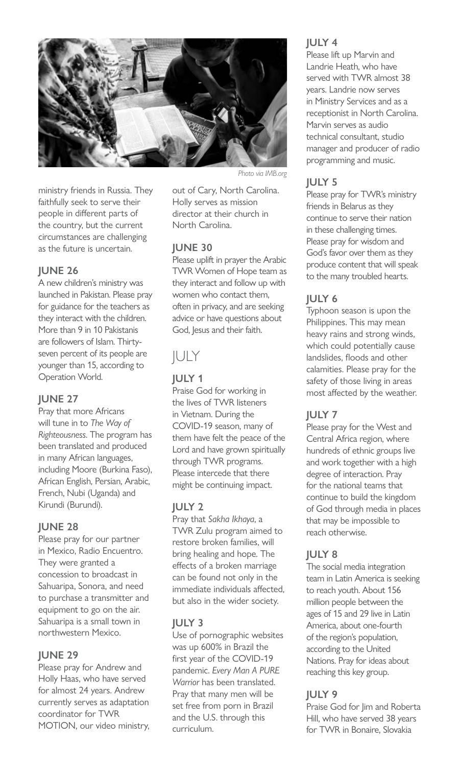Photo via IMB.org

ministry friends in Russia. They faithfully seek to serve their people in different parts of the country, but the current circumstances are challenging as the future is uncertain.

### JUNE 26

A new children's ministry was launched in Pakistan. Please pray for guidance for the teachers as they interact with the children. More than 9 in 10 Pakistanis are followers of Islam. Thirty-seven percent of its people are younger than 15, according to Operation World.

### JUNE 27

Pray that more Africans will tune in to *The Way of Righteousness*. The program has been translated and produced in many African languages, including Moore (Burkina Faso), African English, Persian, Arabic, French, Nubi (Uganda) and Kirundi (Burundi).

### JUNE 28

Please pray for our partner in Mexico, Radio Encuentro. They were granted a concession to broadcast in Sahuaripa, Sonora, and need to purchase a transmitter and equipment to go on the air. Sahuaripa is a small town in northwestern Mexico.

### JUNE 29

Please pray for Andrew and Holly Haas, who have served for almost 24 years. Andrew currently serves as adaptation coordinator for TWR MOTION, our video ministry, out of Cary, North Carolina. Holly serves as mission director at their church in North Carolina.

### JUNE 30

Please uplift in prayer the Arabic TWR Women of Hope team as they interact and follow up with women who contact them, often in privacy, and are seeking advice or have questions about God, Jesus and their faith.

## JULY

### JULY 1

Praise God for working in the lives of TWR listeners in Vietnam. During the COVID-19 season, many of them have felt the peace of the Lord and have grown spiritually through TWR programs. Please intercede that there might be continuing impact.

### JULY 2

Pray that *Sakha Ikhaya*, a TWR Zulu program aimed to restore broken families, will bring healing and hope. The effects of a broken marriage can be found not only in the immediate individuals affected, but also in the wider society.

### JULY 3

Use of pornographic websites was up 600% in Brazil the first year of the COVID-19 pandemic. *Every Man A PURE Warrior* has been translated. Pray that many men will be set free from porn in Brazil and the U.S. through this curriculum.

### JULY 4

Please lift up Marvin and Landrie Heath, who have served with TWR almost 38 years. Landrie now serves in Ministry Services and as a receptionist in North Carolina. Marvin serves as audio technical consultant, studio manager and producer of radio programming and music.

### JULY 5

Please pray for TWR's ministry friends in Belarus as they continue to serve their nation in these challenging times. Please pray for wisdom and God's favor over them as they produce content that will speak to the many troubled hearts.

### JULY 6

Typhoon season is upon the Philippines. This may mean heavy rains and strong winds, which could potentially cause landslides, floods and other calamities. Please pray for the safety of those living in areas most affected by the weather.

### JULY 7

Please pray for the West and Central Africa region, where hundreds of ethnic groups live and work together with a high degree of interaction. Pray for the national teams that continue to build the kingdom of God through media in places that may be impossible to reach otherwise.

### JULY 8

The social media integration team in Latin America is seeking to reach youth. About 156 million people between the ages of 15 and 29 live in Latin America, about one-fourth of the region's population, according to the United Nations. Pray for ideas about reaching this key group.

### JULY 9

Praise God for Jim and Roberta Hill, who have served 38 years for TWR in Bonaire, Slovakia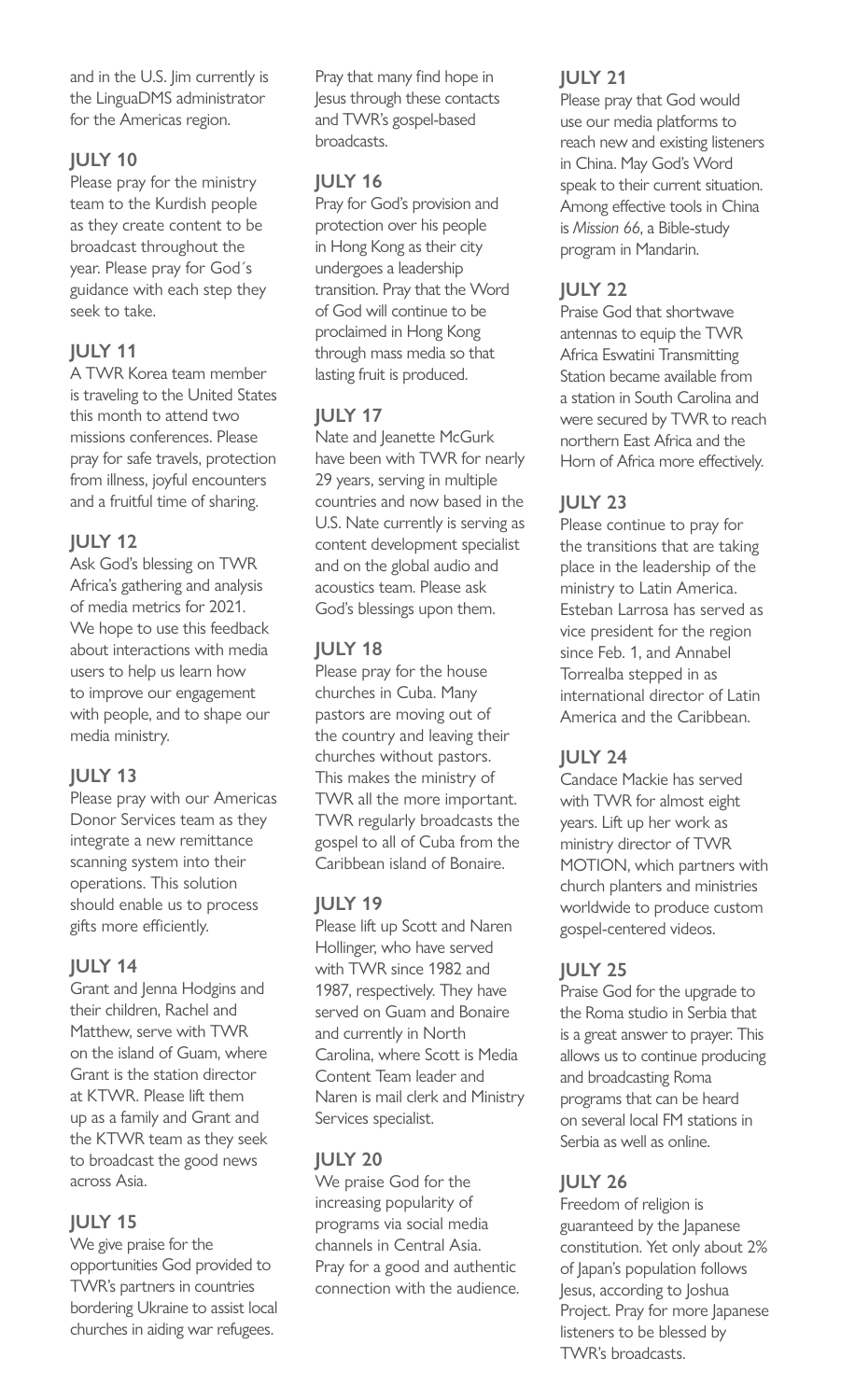and in the U.S. Jim currently is the LinguaDMS administrator for the Americas region.

## JULY 10

Please pray for the ministry team to the Kurdish people as they create content to be broadcast throughout the year. Please pray for God´s guidance with each step they seek to take.

## JULY 11

A TWR Korea team member is traveling to the United States this month to attend two missions conferences. Please pray for safe travels, protection from illness, joyful encounters and a fruitful time of sharing.

## JULY 12

Ask God's blessing on TWR Africa's gathering and analysis of media metrics for 2021. We hope to use this feedback about interactions with media users to help us learn how to improve our engagement with people, and to shape our media ministry.

## JULY 13

Please pray with our Americas Donor Services team as they integrate a new remittance scanning system into their operations. This solution should enable us to process gifts more efficiently.

## JULY 14

Grant and Jenna Hodgins and their children, Rachel and Matthew, serve with TWR on the island of Guam, where Grant is the station director at KTWR. Please lift them up as a family and Grant and the KTWR team as they seek to broadcast the good news across Asia.

## JULY 15

We give praise for the opportunities God provided to TWR's partners in countries bordering Ukraine to assist local churches in aiding war refugees. Pray that many find hope in Jesus through these contacts and TWR's gospel-based broadcasts.

## JULY 16

Pray for God's provision and protection over his people in Hong Kong as their city undergoes a leadership transition. Pray that the Word of God will continue to be proclaimed in Hong Kong through mass media so that lasting fruit is produced.

## JULY 17

Nate and Jeanette McGurk have been with TWR for nearly 29 years, serving in multiple countries and now based in the U.S. Nate currently is serving as content development specialist and on the global audio and acoustics team. Please ask God's blessings upon them.

## JULY 18

Please pray for the house churches in Cuba. Many pastors are moving out of the country and leaving their churches without pastors. This makes the ministry of TWR all the more important. TWR regularly broadcasts the gospel to all of Cuba from the Caribbean island of Bonaire.

## JULY 19

Please lift up Scott and Naren Hollinger, who have served with TWR since 1982 and 1987, respectively. They have served on Guam and Bonaire and currently in North Carolina, where Scott is Media Content Team leader and Naren is mail clerk and Ministry Services specialist.

## JULY 20

We praise God for the increasing popularity of programs via social media channels in Central Asia. Pray for a good and authentic connection with the audience.

## JULY 21

Please pray that God would use our media platforms to reach new and existing listeners in China. May God's Word speak to their current situation. Among effective tools in China is *Mission 66*, a Bible-study program in Mandarin.

## JULY 22

Praise God that shortwave antennas to equip the TWR Africa Eswatini Transmitting Station became available from a station in South Carolina and were secured by TWR to reach northern East Africa and the Horn of Africa more effectively.

## JULY 23

Please continue to pray for the transitions that are taking place in the leadership of the ministry to Latin America. Esteban Larrosa has served as vice president for the region since Feb. 1, and Annabel Torrealba stepped in as international director of Latin America and the Caribbean.

## JULY 24

Candace Mackie has served with TWR for almost eight years. Lift up her work as ministry director of TWR MOTION, which partners with church planters and ministries worldwide to produce custom gospel-centered videos.

## JULY 25

Praise God for the upgrade to the Roma studio in Serbia that is a great answer to prayer. This allows us to continue producing and broadcasting Roma programs that can be heard on several local FM stations in Serbia as well as online.

## JULY 26

Freedom of religion is guaranteed by the Japanese constitution. Yet only about 2% of Japan's population follows Jesus, according to Joshua Project. Pray for more Japanese listeners to be blessed by TWR's broadcasts.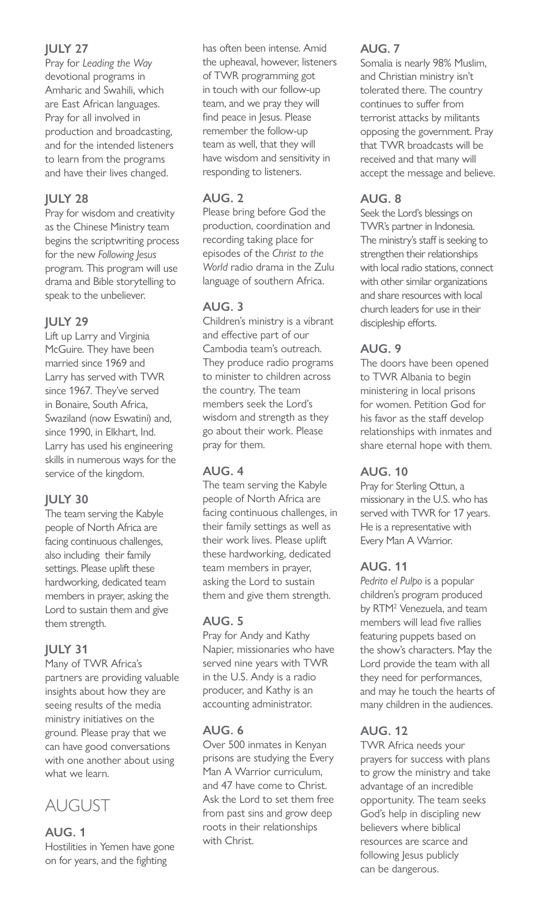## JULY 27

Pray for *Leading the Way* devotional programs in Amharic and Swahili, which are East African languages. Pray for all involved in production and broadcasting, and for the intended listeners to learn from the programs and have their lives changed.

## JULY 28

Pray for wisdom and creativity as the Chinese Ministry team begins the scriptwriting process for the new *Following Jesus* program. This program will use drama and Bible storytelling to speak to the unbeliever.

## JULY 29

Lift up Larry and Virginia McGuire. They have been married since 1969 and Larry has served with TWR since 1967. They've served in Bonaire, South Africa, Swaziland (now Eswatini) and, since 1990, in Elkhart, Ind. Larry has used his engineering skills in numerous ways for the service of the kingdom.

## JULY 30

The team serving the Kabyle people of North Africa are facing continuous challenges, also including their family settings. Please uplift these hardworking, dedicated team members in prayer, asking the Lord to sustain them and give them strength.

## JULY 31

Many of TWR Africa's partners are providing valuable insights about how they are seeing results of the media ministry initiatives on the ground. Please pray that we can have good conversations with one another about using what we learn.

# AUGUST

## AUG. 1

Hostilities in Yemen have gone on for years, and the fighting has often been intense. Amid the upheaval, however, listeners of TWR programming got in touch with our follow-up team, and we pray they will find peace in Jesus. Please remember the follow-up team as well, that they will have wisdom and sensitivity in responding to listeners.

## AUG. 2

Please bring before God the production, coordination and recording taking place for episodes of the *Christ to the World* radio drama in the Zulu language of southern Africa.

## AUG. 3

Children's ministry is a vibrant and effective part of our Cambodia team's outreach. They produce radio programs to minister to children across the country. The team members seek the Lord's wisdom and strength as they go about their work. Please pray for them.

## AUG. 4

The team serving the Kabyle people of North Africa are facing continuous challenges, in their family settings as well as their work lives. Please uplift these hardworking, dedicated team members in prayer, asking the Lord to sustain them and give them strength.

## AUG. 5

Pray for Andy and Kathy Napier, missionaries who have served nine years with TWR in the U.S. Andy is a radio producer, and Kathy is an accounting administrator.

## AUG. 6

Over 500 inmates in Kenyan prisons are studying the Every Man A Warrior curriculum, and 47 have come to Christ. Ask the Lord to set them free from past sins and grow deep roots in their relationships with Christ.

## AUG. 7

Somalia is nearly 98% Muslim, and Christian ministry isn't tolerated there. The country continues to suffer from terrorist attacks by militants opposing the government. Pray that TWR broadcasts will be received and that many will accept the message and believe.

## AUG. 8

Seek the Lord's blessings on TWR's partner in Indonesia. The ministry's staff is seeking to strengthen their relationships with local radio stations, connect with other similar organizations and share resources with local church leaders for use in their discipleship efforts.

## AUG. 9

The doors have been opened to TWR Albania to begin ministering in local prisons for women. Petition God for his favor as the staff develop relationships with inmates and share eternal hope with them.

## AUG. 10

Pray for Sterling Ottun, a missionary in the U.S. who has served with TWR for 17 years. He is a representative with Every Man A Warrior.

## AUG. 11

*Pedrito el Pulpo* is a popular children's program produced by RTM² Venezuela, and team members will lead five rallies featuring puppets based on the show's characters. May the Lord provide the team with all they need for performances, and may he touch the hearts of many children in the audiences.

## AUG. 12

TWR Africa needs your prayers for success with plans to grow the ministry and take advantage of an incredible opportunity. The team seeks God's help in discipling new believers where biblical resources are scarce and following Jesus publicly can be dangerous.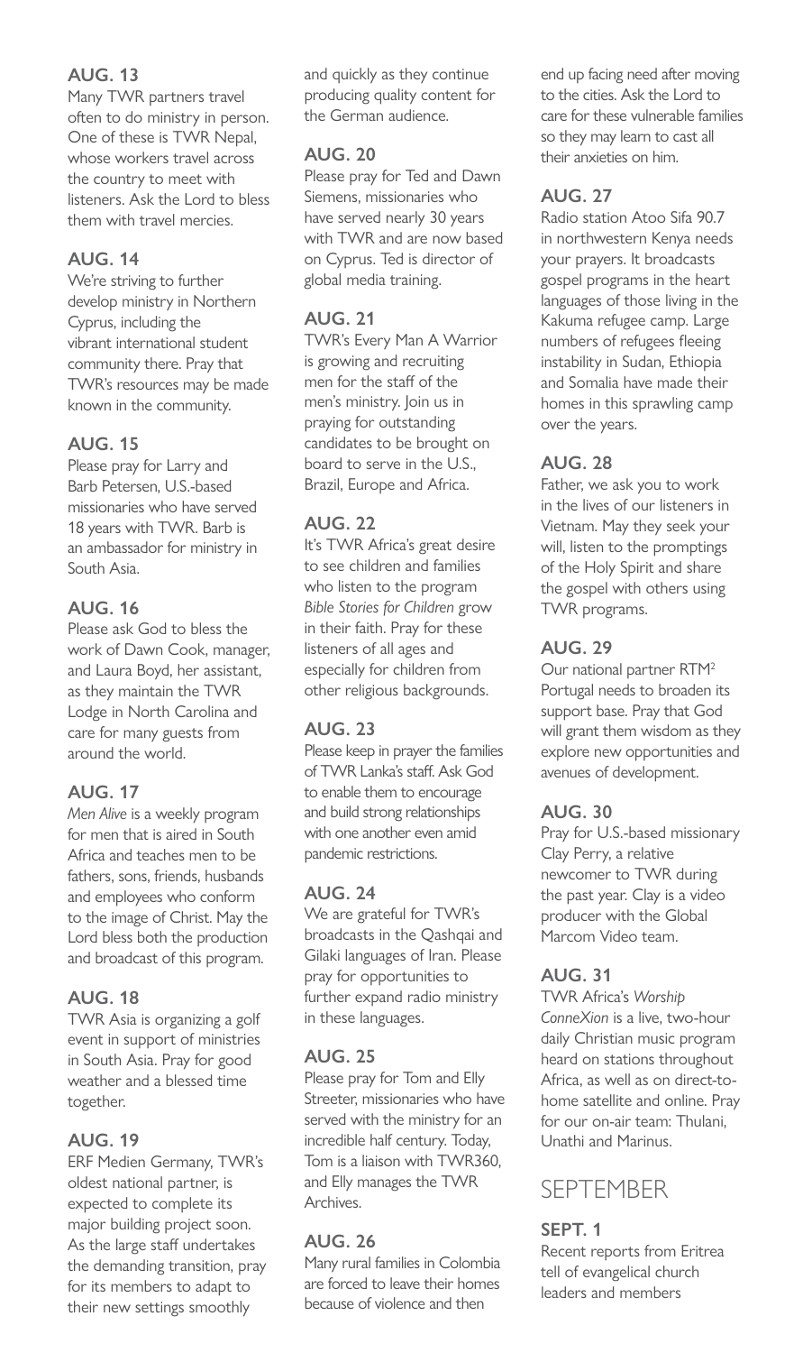### AUG. 13

Many TWR partners travel often to do ministry in person. One of these is TWR Nepal, whose workers travel across the country to meet with listeners. Ask the Lord to bless them with travel mercies.

### AUG. 14

We're striving to further develop ministry in Northern Cyprus, including the vibrant international student community there. Pray that TWR's resources may be made known in the community.

### AUG. 15

Please pray for Larry and Barb Petersen, U.S.-based missionaries who have served 18 years with TWR. Barb is an ambassador for ministry in South Asia.

### AUG. 16

Please ask God to bless the work of Dawn Cook, manager, and Laura Boyd, her assistant, as they maintain the TWR Lodge in North Carolina and care for many guests from around the world.

### AUG. 17

*Men Alive* is a weekly program for men that is aired in South Africa and teaches men to be fathers, sons, friends, husbands and employees who conform to the image of Christ. May the Lord bless both the production and broadcast of this program.

### AUG. 18

TWR Asia is organizing a golf event in support of ministries in South Asia. Pray for good weather and a blessed time together.

### AUG. 19

ERF Medien Germany, TWR's oldest national partner, is expected to complete its major building project soon. As the large staff undertakes the demanding transition, pray for its members to adapt to their new settings smoothly and quickly as they continue producing quality content for the German audience.

### AUG. 20

Please pray for Ted and Dawn Siemens, missionaries who have served nearly 30 years with TWR and are now based on Cyprus. Ted is director of global media training.

### AUG. 21

TWR's Every Man A Warrior is growing and recruiting men for the staff of the men's ministry. Join us in praying for outstanding candidates to be brought on board to serve in the U.S., Brazil, Europe and Africa.

### AUG. 22

It's TWR Africa's great desire to see children and families who listen to the program *Bible Stories for Children* grow in their faith. Pray for these listeners of all ages and especially for children from other religious backgrounds.

### AUG. 23

Please keep in prayer the families of TWR Lanka's staff. Ask God to enable them to encourage and build strong relationships with one another even amid pandemic restrictions.

### AUG. 24

We are grateful for TWR's broadcasts in the Qashqai and Gilaki languages of Iran. Please pray for opportunities to further expand radio ministry in these languages.

### AUG. 25

Please pray for Tom and Elly Streeter, missionaries who have served with the ministry for an incredible half century. Today, Tom is a liaison with TWR360, and Elly manages the TWR Archives.

### AUG. 26

Many rural families in Colombia are forced to leave their homes because of violence and then end up facing need after moving to the cities. Ask the Lord to care for these vulnerable families so they may learn to cast all their anxieties on him.

### AUG. 27

Radio station Atoo Sifa 90.7 in northwestern Kenya needs your prayers. It broadcasts gospel programs in the heart languages of those living in the Kakuma refugee camp. Large numbers of refugees fleeing instability in Sudan, Ethiopia and Somalia have made their homes in this sprawling camp over the years.

### AUG. 28

Father, we ask you to work in the lives of our listeners in Vietnam. May they seek your will, listen to the promptings of the Holy Spirit and share the gospel with others using TWR programs.

### AUG. 29

Our national partner RTM² Portugal needs to broaden its support base. Pray that God will grant them wisdom as they explore new opportunities and avenues of development.

### AUG. 30

Pray for U.S.-based missionary Clay Perry, a relative newcomer to TWR during the past year. Clay is a video producer with the Global Marcom Video team.

### AUG. 31

TWR Africa's *Worship ConneXion* is a live, two-hour daily Christian music program heard on stations throughout Africa, as well as on direct-to-home satellite and online. Pray for our on-air team: Thulani, Unathi and Marinus.

## SEPTEMBER

### SEPT. 1

Recent reports from Eritrea tell of evangelical church leaders and members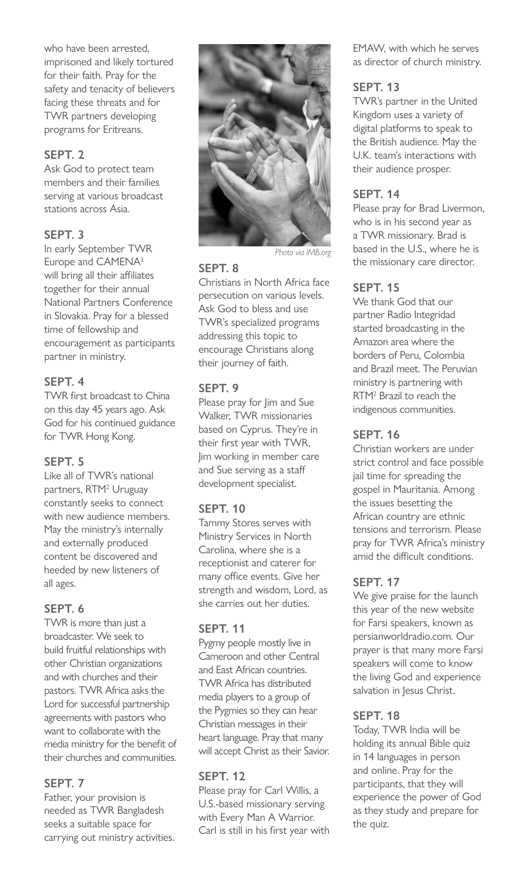who have been arrested, imprisoned and likely tortured for their faith. Pray for the safety and tenacity of believers facing these threats and for TWR partners developing programs for Eritreans.

### SEPT. 2

Ask God to protect team members and their families serving at various broadcast stations across Asia.

### SEPT. 3

In early September TWR Europe and CAMENA[3] will bring all their affiliates together for their annual National Partners Conference in Slovakia. Pray for a blessed time of fellowship and encouragement as participants partner in ministry.

### SEPT. 4

TWR first broadcast to China on this day 45 years ago. Ask God for his continued guidance for TWR Hong Kong.

### SEPT. 5

Like all of TWR's national partners, RTM[2] Uruguay constantly seeks to connect with new audience members. May the ministry's internally and externally produced content be discovered and heeded by new listeners of all ages.

### SEPT. 6

TWR is more than just a broadcaster. We seek to build fruitful relationships with other Christian organizations and with churches and their pastors. TWR Africa asks the Lord for successful partnership agreements with pastors who want to collaborate with the media ministry for the benefit of their churches and communities.

### SEPT. 7

Father, your provision is needed as TWR Bangladesh seeks a suitable space for carrying out ministry activities.

*Photo via IMB.org*

### SEPT. 8

Christians in North Africa face persecution on various levels. Ask God to bless and use TWR's specialized programs addressing this topic to encourage Christians along their journey of faith.

### SEPT. 9

Please pray for Jim and Sue Walker, TWR missionaries based on Cyprus. They're in their first year with TWR, Jim working in member care and Sue serving as a staff development specialist.

### SEPT. 10

Tammy Stores serves with Ministry Services in North Carolina, where she is a receptionist and caterer for many office events. Give her strength and wisdom, Lord, as she carries out her duties.

### SEPT. 11

Pygmy people mostly live in Cameroon and other Central and East African countries. TWR Africa has distributed media players to a group of the Pygmies so they can hear Christian messages in their heart language. Pray that many will accept Christ as their Savior.

### SEPT. 12

Please pray for Carl Willis, a U.S.-based missionary serving with Every Man A Warrior. Carl is still in his first year with EMAW, with which he serves as director of church ministry.

### SEPT. 13

TWR's partner in the United Kingdom uses a variety of digital platforms to speak to the British audience. May the U.K. team's interactions with their audience prosper.

### SEPT. 14

Please pray for Brad Livermon, who is in his second year as a TWR missionary. Brad is based in the U.S., where he is the missionary care director.

### SEPT. 15

We thank God that our partner Radio Integridad started broadcasting in the Amazon area where the borders of Peru, Colombia and Brazil meet. The Peruvian ministry is partnering with RTM[2] Brazil to reach the indigenous communities.

### SEPT. 16

Christian workers are under strict control and face possible jail time for spreading the gospel in Mauritania. Among the issues besetting the African country are ethnic tensions and terrorism. Please pray for TWR Africa's ministry amid the difficult conditions.

### SEPT. 17

We give praise for the launch this year of the new website for Farsi speakers, known as persianworldradio.com. Our prayer is that many more Farsi speakers will come to know the living God and experience salvation in Jesus Christ.

### SEPT. 18

Today, TWR India will be holding its annual Bible quiz in 14 languages in person and online. Pray for the participants, that they will experience the power of God as they study and prepare for the quiz.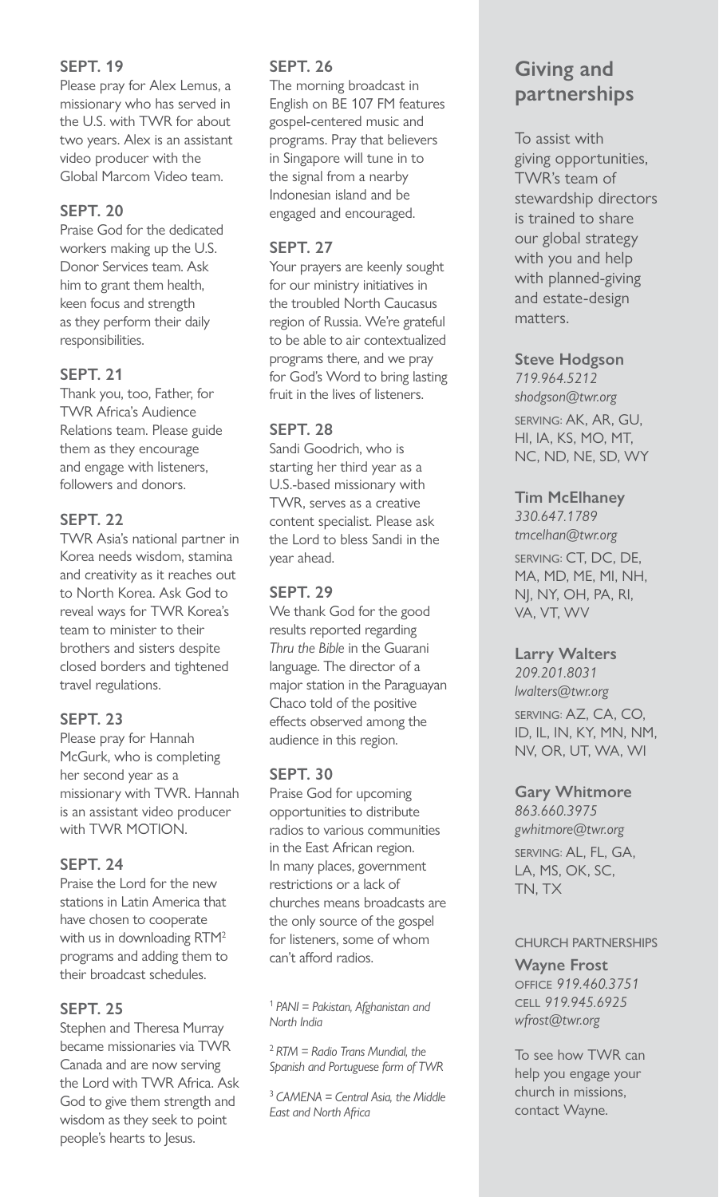**SEPT. 19**

Please pray for Alex Lemus, a missionary who has served in the U.S. with TWR for about two years. Alex is an assistant video producer with the Global Marcom Video team.

**SEPT. 20**

Praise God for the dedicated workers making up the U.S. Donor Services team. Ask him to grant them health, keen focus and strength as they perform their daily responsibilities.

**SEPT. 21**

Thank you, too, Father, for TWR Africa's Audience Relations team. Please guide them as they encourage and engage with listeners, followers and donors.

**SEPT. 22**

TWR Asia's national partner in Korea needs wisdom, stamina and creativity as it reaches out to North Korea. Ask God to reveal ways for TWR Korea's team to minister to their brothers and sisters despite closed borders and tightened travel regulations.

**SEPT. 23**

Please pray for Hannah McGurk, who is completing her second year as a missionary with TWR. Hannah is an assistant video producer with TWR MOTION.

**SEPT. 24**

Praise the Lord for the new stations in Latin America that have chosen to cooperate with us in downloading RTM[2] programs and adding them to their broadcast schedules.

**SEPT. 25**

Stephen and Theresa Murray became missionaries via TWR Canada and are now serving the Lord with TWR Africa. Ask God to give them strength and wisdom as they seek to point people's hearts to Jesus.

**SEPT. 26**

The morning broadcast in English on BE 107 FM features gospel-centered music and programs. Pray that believers in Singapore will tune in to the signal from a nearby Indonesian island and be engaged and encouraged.

**SEPT. 27**

Your prayers are keenly sought for our ministry initiatives in the troubled North Caucasus region of Russia. We're grateful to be able to air contextualized programs there, and we pray for God's Word to bring lasting fruit in the lives of listeners.

**SEPT. 28**

Sandi Goodrich, who is starting her third year as a U.S.-based missionary with TWR, serves as a creative content specialist. Please ask the Lord to bless Sandi in the year ahead.

**SEPT. 29**

We thank God for the good results reported regarding *Thru the Bible* in the Guarani language. The director of a major station in the Paraguayan Chaco told of the positive effects observed among the audience in this region.

**SEPT. 30**

Praise God for upcoming opportunities to distribute radios to various communities in the East African region. In many places, government restrictions or a lack of churches means broadcasts are the only source of the gospel for listeners, some of whom can't afford radios.

[1] *PANI = Pakistan, Afghanistan and North India*

[2] *RTM = Radio Trans Mundial, the Spanish and Portuguese form of TWR*

[3] *CAMENA = Central Asia, the Middle East and North Africa*

## Giving and partnerships

To assist with giving opportunities, TWR's team of stewardship directors is trained to share our global strategy with you and help with planned-giving and estate-design matters.

**Steve Hodgson**
*719.964.5212*
*shodgson@twr.org*
SERVING: AK, AR, GU, HI, IA, KS, MO, MT, NC, ND, NE, SD, WY

**Tim McElhaney**
*330.647.1789*
*tmcelhan@twr.org*
SERVING: CT, DC, DE, MA, MD, ME, MI, NH, NJ, NY, OH, PA, RI, VA, VT, WV

**Larry Walters**
*209.201.8031*
*lwalters@twr.org*
SERVING: AZ, CA, CO, ID, IL, IN, KY, MN, NM, NV, OR, UT, WA, WI

**Gary Whitmore**
*863.660.3975*
*gwhitmore@twr.org*
SERVING: AL, FL, GA, LA, MS, OK, SC, TN, TX

CHURCH PARTNERSHIPS

**Wayne Frost**
OFFICE *919.460.3751*
CELL *919.945.6925*
*wfrost@twr.org*

To see how TWR can help you engage your church in missions, contact Wayne.